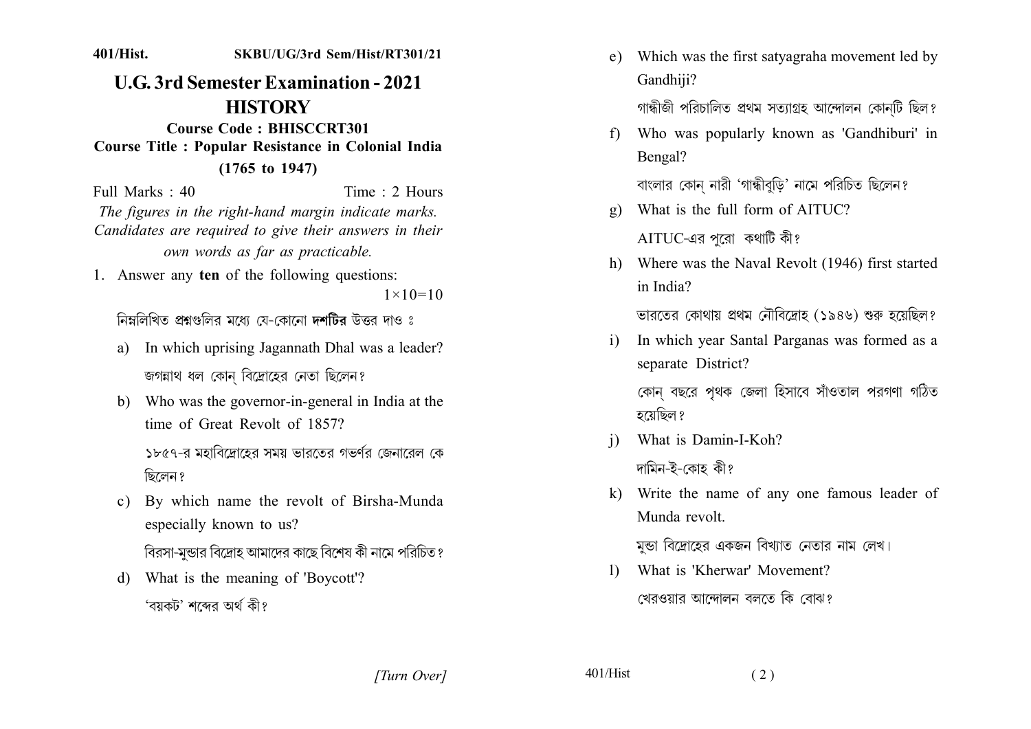401/Hist. SKBU/UG/3rd Sem/Hist/RT301/21

# U.G. 3rd Semester Examination - 2021

## HISTORY

**Course Code : BHISCCRT301**

**Course Title : Popular Resistance in Colonial India (1765 to 1947)**

Full Marks : 40 Time : 2 Hours

*The figures in the right-hand margin indicate marks. Candidates are required to give their answers in their own words as far as practicable.*

1. Answer any **ten** of the following questions: $1\times10=10$

   নিম্নলিখিত প্রশ্নগুলির মধ্যে যে-কোনো **দশটির** উত্তর দাও ঃ

   a) In which uprising Jagannath Dhal was a leader?

   জগন্নাথ ধল কোন্ বিদ্রোহের নেতা ছিলেন?

   b) Who was the governor-in-general in India at the time of Great Revolt of 1857?

   ১৮৫৭-র মহাবিদ্রোহের সময় ভারতের গভর্ণর জেনারেল কে ছিলেন?

   c) By which name the revolt of Birsha-Munda especially known to us?

   বিরসা-মুন্ডার বিদ্রোহ আমাদের কাছে বিশেষ কী নামে পরিচিত?

   d) What is the meaning of 'Boycott'?

   'বয়কট' শব্দের অর্থ কী?

   e) Which was the first satyagraha movement led by Gandhiji?

   গান্ধীজী পরিচালিত প্রথম সত্যাগ্রহ আন্দোলন কোন্‌টি ছিল?

   f) Who was popularly known as 'Gandhiburi' in Bengal?

   বাংলার কোন্ নারী 'গান্ধীবুড়ি' নামে পরিচিত ছিলেন?

   g) What is the full form of AITUC?

   AITUC-এর পুরো কথাটি কী?

   h) Where was the Naval Revolt (1946) first started in India?

   ভারতের কোথায় প্রথম নৌবিদ্রোহ (১৯৪৬) শুরু হয়েছিল?

   i) In which year Santal Parganas was formed as a separate District?

   কোন্ বছরে পৃথক জেলা হিসাবে সাঁওতাল পরগণা গঠিত হয়েছিল?

   j) What is Damin-I-Koh?

   দামিন-ই-কোহ কী?

   k) Write the name of any one famous leader of Munda revolt.

   মুন্ডা বিদ্রোহের একজন বিখ্যাত নেতার নাম লেখ।

   l) What is 'Kherwar' Movement?

   খেরওয়ার আন্দোলন বলতে কি বোঝ?

[Turn Over]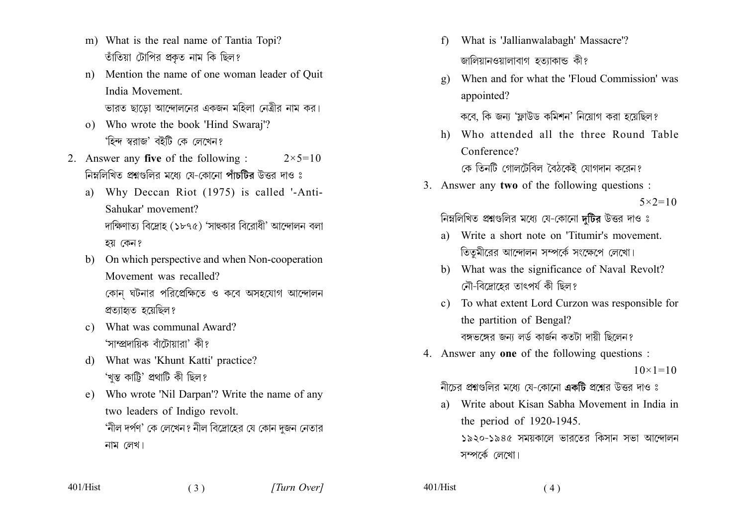m) What is the real name of Tantia Topi?
তাঁতিয়া টোপির প্রকৃত নাম কি ছিল?

n) Mention the name of one woman leader of Quit India Movement.
ভারত ছাড়ো আন্দোলনের একজন মহিলা নেত্রীর নাম কর।

o) Who wrote the book 'Hind Swaraj'?
'হিন্দ স্বরাজ' বইটি কে লেখেন?

2. Answer any **five** of the following : $2 \times 5 = 10$
নিম্নলিখিত প্রশ্নগুলির মধ্যে যে-কোনো **পাঁচটির** উত্তর দাও ঃ

a) Why Deccan Riot (1975) is called '-Anti-Sahukar' movement?
দাক্ষিণাত্য বিদ্রোহ (১৮৭৫) 'সাহুকার বিরোধী' আন্দোলন বলা হয় কেন?

b) On which perspective and when Non-cooperation Movement was recalled?
কোন্ ঘটনার পরিপ্রেক্ষিতে ও কবে অসহযোগ আন্দোলন প্রত্যাহৃত হয়েছিল?

c) What was communal Award?
'সাম্প্রদায়িক বাঁটোয়ারা' কী?

d) What was 'Khunt Katti' practice?
'খুন্ত কাট্টি' প্রথাটি কী ছিল?

e) Who wrote 'Nil Darpan'? Write the name of any two leaders of Indigo revolt.
'নীল দর্পণ' কে লেখেন? নীল বিদ্রোহের যে কোন দুজন নেতার নাম লেখ।

f) What is 'Jallianwalabagh' Massacre'?
জালিয়ানওয়ালাবাগ হত্যাকান্ড কী?

g) When and for what the 'Floud Commission' was appointed?
কবে, কি জন্য 'ফ্লাউড কমিশন' নিয়োগ করা হয়েছিল?

h) Who attended all the three Round Table Conference?
কে তিনটি গোলটেবিল বৈঠকেই যোগদান করেন?

3. Answer any **two** of the following questions : $5 \times 2 = 10$
নিম্নলিখিত প্রশ্নগুলির মধ্যে যে-কোনো **দুটির** উত্তর দাও ঃ

a) Write a short note on 'Titumir's movement.
তিতুমীরের আন্দোলন সম্পর্কে সংক্ষেপে লেখো।

b) What was the significance of Naval Revolt?
নৌ-বিদ্রোহের তাৎপর্য কী ছিল?

c) To what extent Lord Curzon was responsible for the partition of Bengal?
বঙ্গভঙ্গের জন্য লর্ড কার্জন কতটা দায়ী ছিলেন?

4. Answer any **one** of the following questions : $10 \times 1 = 10$
নীচের প্রশ্নগুলির মধ্যে যে-কোনো **একটি** প্রশ্নের উত্তর দাও ঃ

a) Write about Kisan Sabha Movement in India in the period of 1920-1945.
১৯২০-১৯৪৫ সময়কালে ভারতের কিসান সভা আন্দোলন সম্পর্কে লেখো।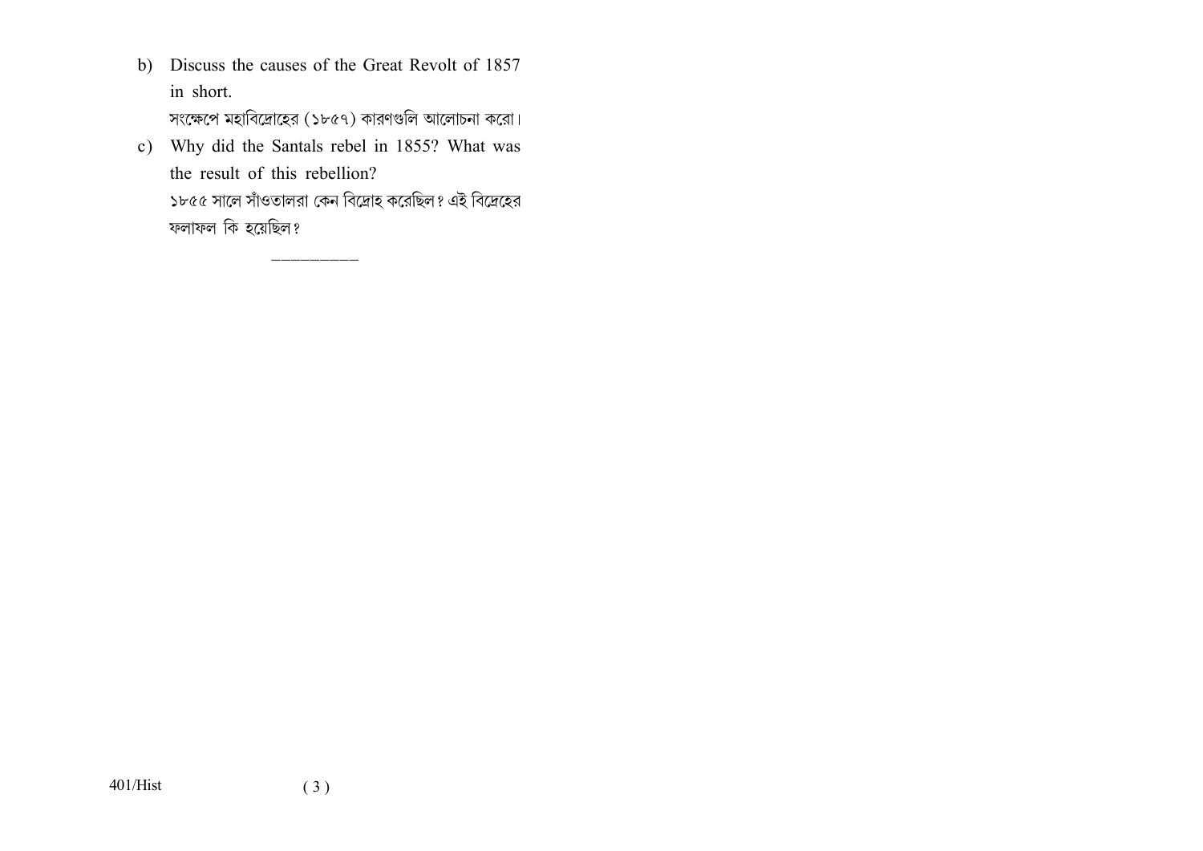b) Discuss the causes of the Great Revolt of 1857 in short.

সংক্ষেপে মহাবিদ্রোহের (১৮৫৭) কারণগুলি আলোচনা করো।

c) Why did the Santals rebel in 1855? What was the result of this rebellion?

১৮৫৫ সালে সাঁওতালরা কেন বিদ্রোহ করেছিল? এই বিদ্রেহের ফলাফল কি হয়েছিল?

————